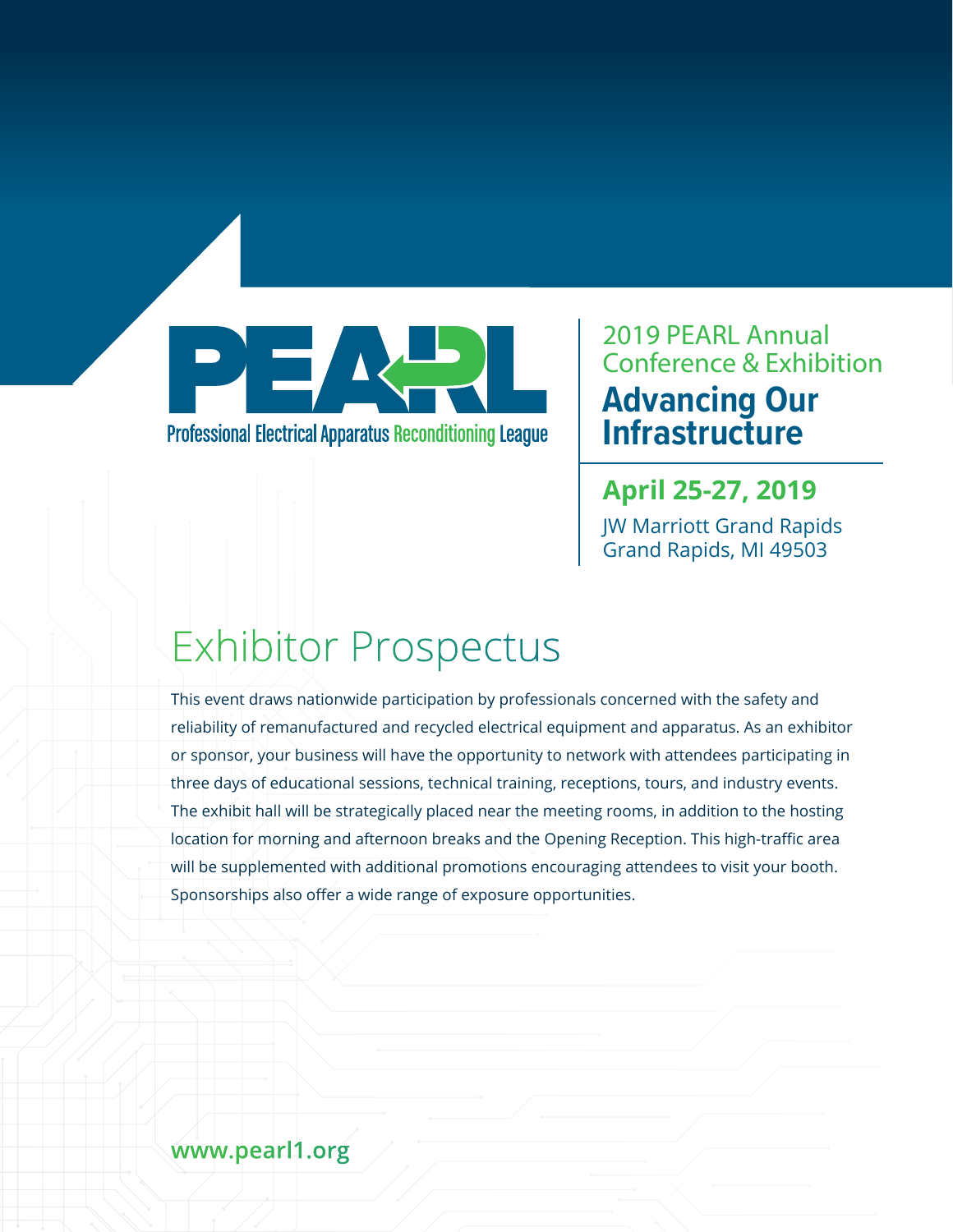PEARL

Professional Electrical Apparatus Reconditioning League

2019 PEARL Annual Conference & Exhibition

**Advancing Our Infrastructure**

**April 25-27, 2019**

JW Marriott Grand Rapids
Grand Rapids, MI 49503

# Exhibitor Prospectus

This event draws nationwide participation by professionals concerned with the safety and reliability of remanufactured and recycled electrical equipment and apparatus. As an exhibitor or sponsor, your business will have the opportunity to network with attendees participating in three days of educational sessions, technical training, receptions, tours, and industry events. The exhibit hall will be strategically placed near the meeting rooms, in addition to the hosting location for morning and afternoon breaks and the Opening Reception. This high-traffic area will be supplemented with additional promotions encouraging attendees to visit your booth. Sponsorships also offer a wide range of exposure opportunities.

**www.pearl1.org**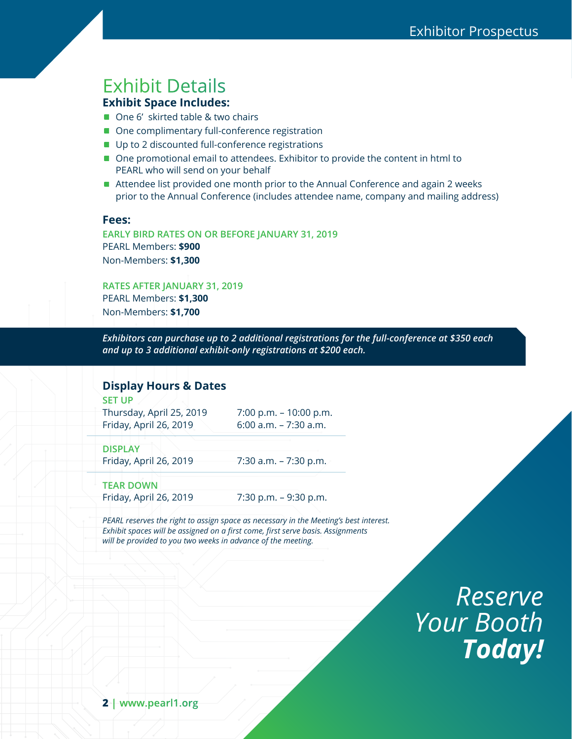# Exhibit Details

### Exhibit Space Includes:

- One 6′ skirted table & two chairs
- One complimentary full-conference registration
- Up to 2 discounted full-conference registrations
- One promotional email to attendees. Exhibitor to provide the content in html to PEARL who will send on your behalf
- Attendee list provided one month prior to the Annual Conference and again 2 weeks prior to the Annual Conference (includes attendee name, company and mailing address)

### Fees:

**EARLY BIRD RATES ON OR BEFORE JANUARY 31, 2019**
PEARL Members: **$900**
Non-Members: **$1,300**

**RATES AFTER JANUARY 31, 2019**
PEARL Members: **$1,300**
Non-Members: **$1,700**

***Exhibitors can purchase up to 2 additional registrations for the full-conference at $350 each and up to 3 additional exhibit-only registrations at $200 each.***

### Display Hours & Dates

**SET UP**

| | |
|---|---|
| Thursday, April 25, 2019 | 7:00 p.m. – 10:00 p.m. |
| Friday, April 26, 2019 | 6:00 a.m. – 7:30 a.m. |

**DISPLAY**

| | |
|---|---|
| Friday, April 26, 2019 | 7:30 a.m. – 7:30 p.m. |

**TEAR DOWN**

| | |
|---|---|
| Friday, April 26, 2019 | 7:30 p.m. – 9:30 p.m. |

*PEARL reserves the right to assign space as necessary in the Meeting's best interest. Exhibit spaces will be assigned on a first come, first serve basis. Assignments will be provided to you two weeks in advance of the meeting.*

*Reserve Your Booth* ***Today!***

**www.pearl1.org**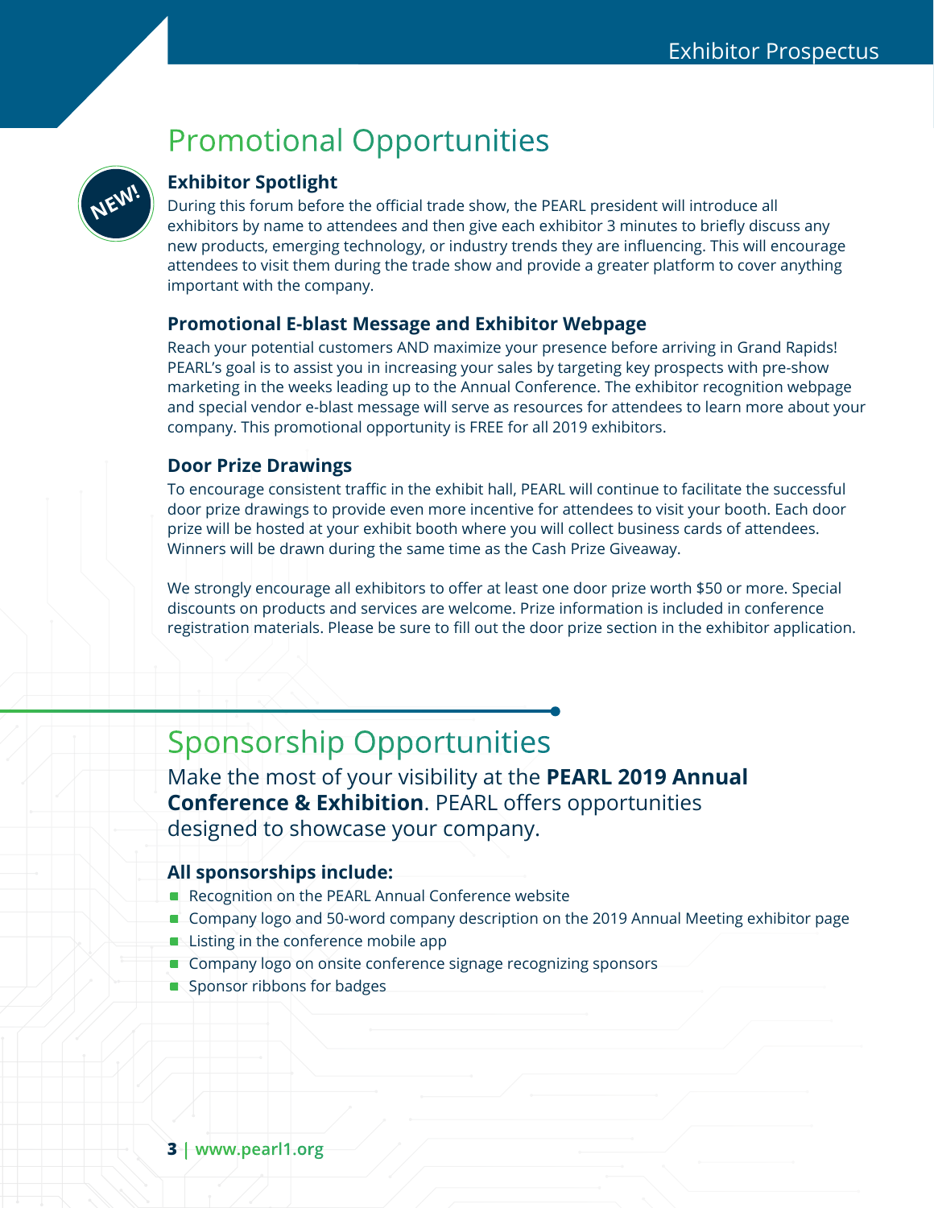## Promotional Opportunities

NEW!

### Exhibitor Spotlight

During this forum before the official trade show, the PEARL president will introduce all exhibitors by name to attendees and then give each exhibitor 3 minutes to briefly discuss any new products, emerging technology, or industry trends they are influencing. This will encourage attendees to visit them during the trade show and provide a greater platform to cover anything important with the company.

### Promotional E-blast Message and Exhibitor Webpage

Reach your potential customers AND maximize your presence before arriving in Grand Rapids! PEARL's goal is to assist you in increasing your sales by targeting key prospects with pre-show marketing in the weeks leading up to the Annual Conference. The exhibitor recognition webpage and special vendor e-blast message will serve as resources for attendees to learn more about your company. This promotional opportunity is FREE for all 2019 exhibitors.

### Door Prize Drawings

To encourage consistent traffic in the exhibit hall, PEARL will continue to facilitate the successful door prize drawings to provide even more incentive for attendees to visit your booth. Each door prize will be hosted at your exhibit booth where you will collect business cards of attendees. Winners will be drawn during the same time as the Cash Prize Giveaway.

We strongly encourage all exhibitors to offer at least one door prize worth $50 or more. Special discounts on products and services are welcome. Prize information is included in conference registration materials. Please be sure to fill out the door prize section in the exhibitor application.

## Sponsorship Opportunities

Make the most of your visibility at the **PEARL 2019 Annual Conference & Exhibition**. PEARL offers opportunities designed to showcase your company.

**All sponsorships include:**

- Recognition on the PEARL Annual Conference website
- Company logo and 50-word company description on the 2019 Annual Meeting exhibitor page
- Listing in the conference mobile app
- Company logo on onsite conference signage recognizing sponsors
- Sponsor ribbons for badges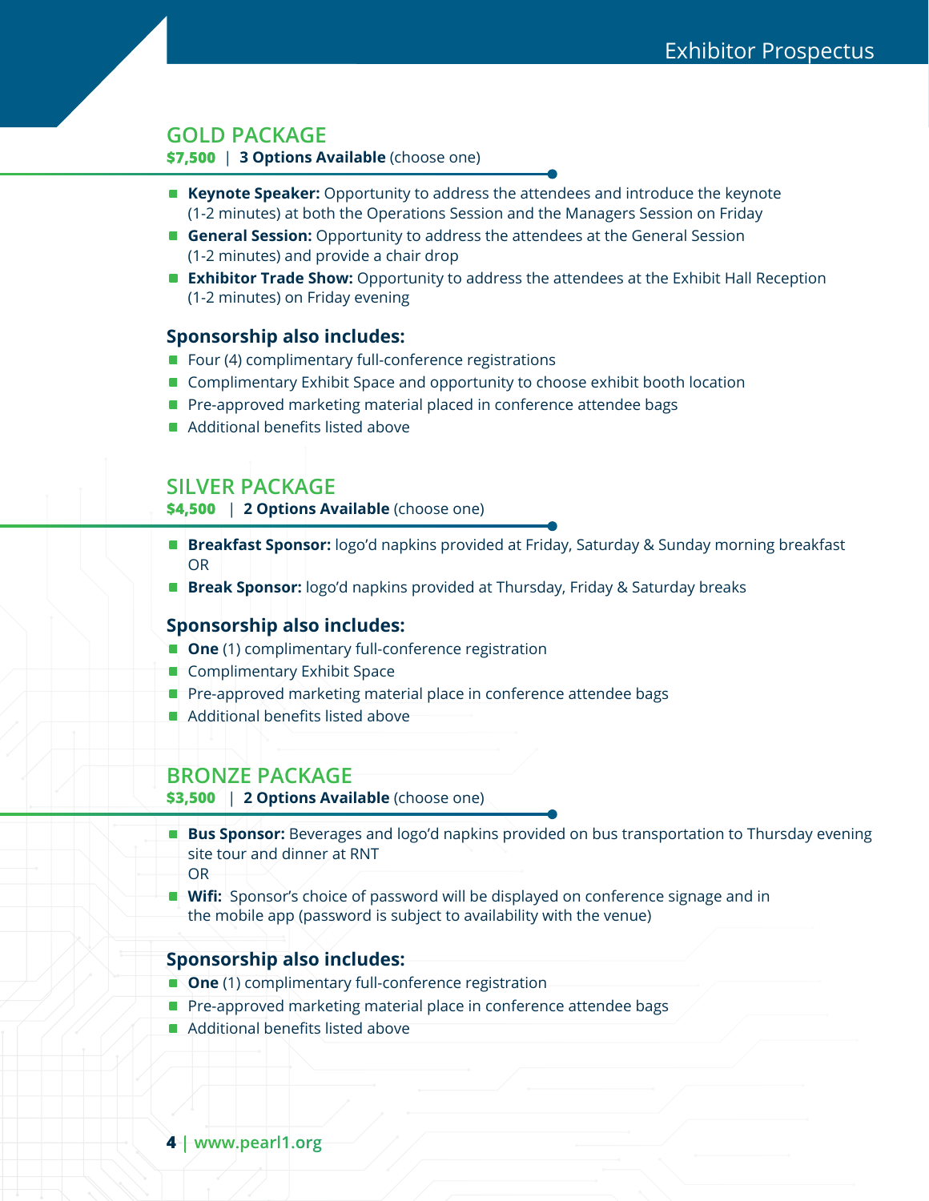## GOLD PACKAGE

**$7,500** | **3 Options Available** (choose one)

- **Keynote Speaker:** Opportunity to address the attendees and introduce the keynote (1-2 minutes) at both the Operations Session and the Managers Session on Friday
- **General Session:** Opportunity to address the attendees at the General Session (1-2 minutes) and provide a chair drop
- **Exhibitor Trade Show:** Opportunity to address the attendees at the Exhibit Hall Reception (1-2 minutes) on Friday evening

### Sponsorship also includes:

- Four (4) complimentary full-conference registrations
- Complimentary Exhibit Space and opportunity to choose exhibit booth location
- Pre-approved marketing material placed in conference attendee bags
- Additional benefits listed above

## SILVER PACKAGE

**$4,500** | **2 Options Available** (choose one)

- **Breakfast Sponsor:** logo'd napkins provided at Friday, Saturday & Sunday morning breakfast
  OR
- **Break Sponsor:** logo'd napkins provided at Thursday, Friday & Saturday breaks

### Sponsorship also includes:

- **One** (1) complimentary full-conference registration
- Complimentary Exhibit Space
- Pre-approved marketing material place in conference attendee bags
- Additional benefits listed above

## BRONZE PACKAGE

**$3,500** | **2 Options Available** (choose one)

- **Bus Sponsor:** Beverages and logo'd napkins provided on bus transportation to Thursday evening site tour and dinner at RNT
  OR
- **Wifi:** Sponsor's choice of password will be displayed on conference signage and in the mobile app (password is subject to availability with the venue)

### Sponsorship also includes:

- **One** (1) complimentary full-conference registration
- Pre-approved marketing material place in conference attendee bags
- Additional benefits listed above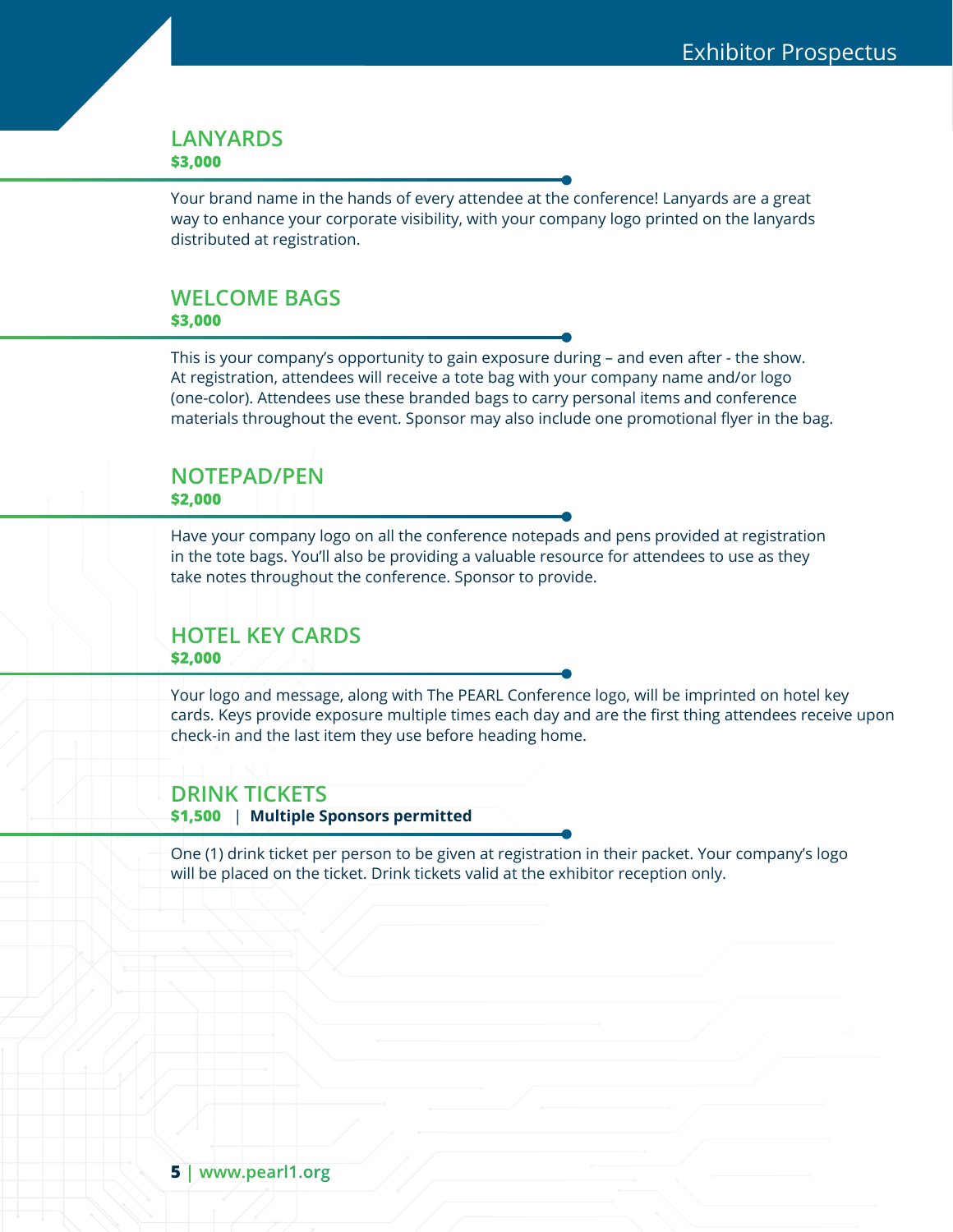## LANYARDS

**$3,000**

Your brand name in the hands of every attendee at the conference! Lanyards are a great way to enhance your corporate visibility, with your company logo printed on the lanyards distributed at registration.

## WELCOME BAGS

**$3,000**

This is your company's opportunity to gain exposure during – and even after - the show. At registration, attendees will receive a tote bag with your company name and/or logo (one-color). Attendees use these branded bags to carry personal items and conference materials throughout the event. Sponsor may also include one promotional flyer in the bag.

## NOTEPAD/PEN

**$2,000**

Have your company logo on all the conference notepads and pens provided at registration in the tote bags. You'll also be providing a valuable resource for attendees to use as they take notes throughout the conference. Sponsor to provide.

## HOTEL KEY CARDS

**$2,000**

Your logo and message, along with The PEARL Conference logo, will be imprinted on hotel key cards. Keys provide exposure multiple times each day and are the first thing attendees receive upon check-in and the last item they use before heading home.

## DRINK TICKETS

**$1,500** | **Multiple Sponsors permitted**

One (1) drink ticket per person to be given at registration in their packet. Your company's logo will be placed on the ticket. Drink tickets valid at the exhibitor reception only.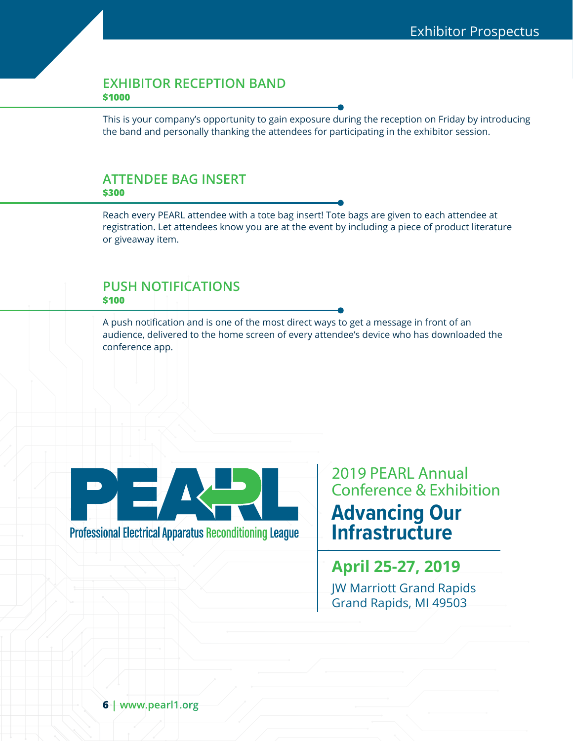## EXHIBITOR RECEPTION BAND

**$1000**

This is your company's opportunity to gain exposure during the reception on Friday by introducing the band and personally thanking the attendees for participating in the exhibitor session.

## ATTENDEE BAG INSERT

**$300**

Reach every PEARL attendee with a tote bag insert! Tote bags are given to each attendee at registration. Let attendees know you are at the event by including a piece of product literature or giveaway item.

## PUSH NOTIFICATIONS

**$100**

A push notification and is one of the most direct ways to get a message in front of an audience, delivered to the home screen of every attendee's device who has downloaded the conference app.

PEARL

Professional Electrical Apparatus Reconditioning League

2019 PEARL Annual Conference & Exhibition

**Advancing Our Infrastructure**

**April 25-27, 2019**

JW Marriott Grand Rapids
Grand Rapids, MI 49503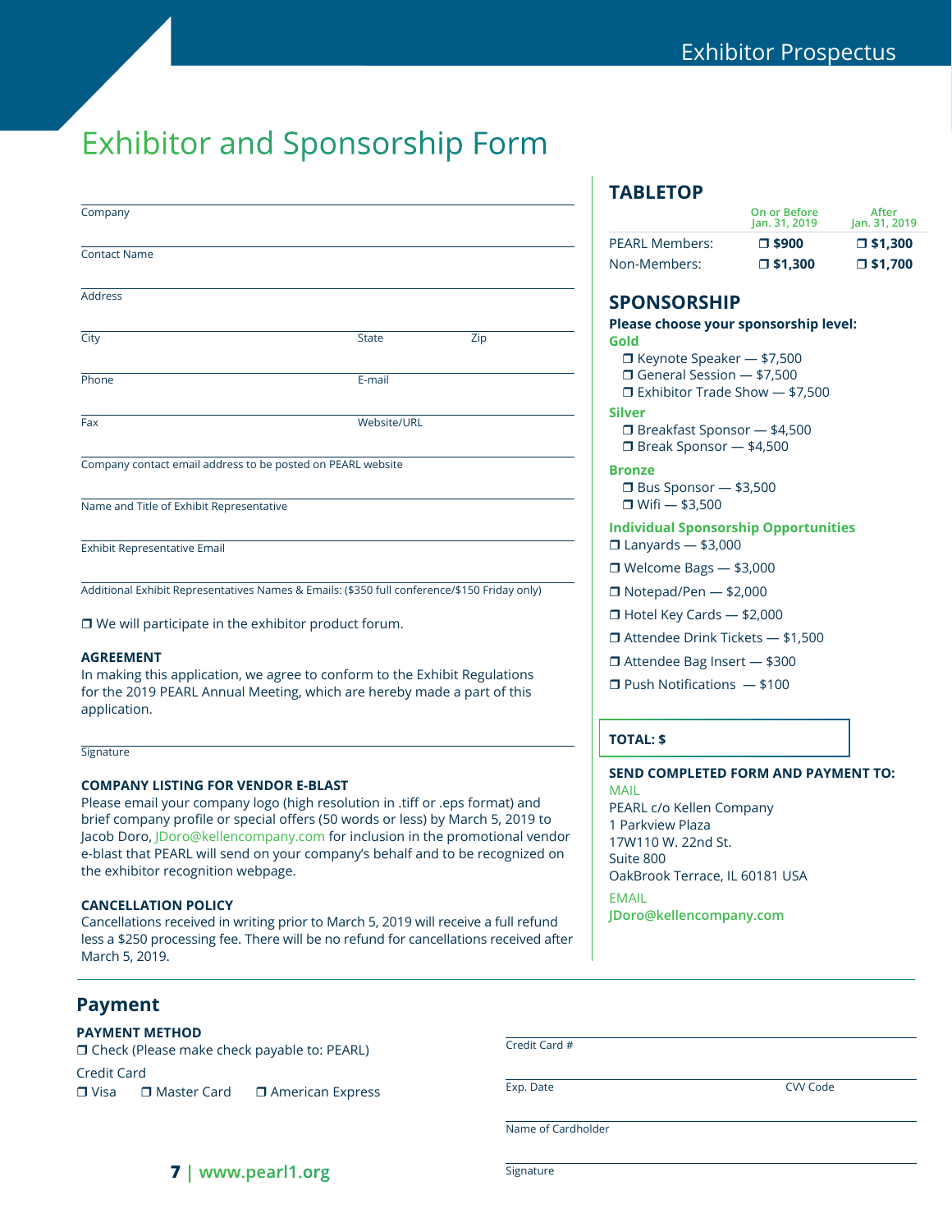# Exhibitor and Sponsorship Form

Company

Contact Name

Address

City State Zip

Phone E-mail

Fax Website/URL

Company contact email address to be posted on PEARL website

Name and Title of Exhibit Representative

Exhibit Representative Email

Additional Exhibit Representatives Names & Emails: ($350 full conference/$150 Friday only)

❒ We will participate in the exhibitor product forum.

**AGREEMENT**

In making this application, we agree to conform to the Exhibit Regulations for the 2019 PEARL Annual Meeting, which are hereby made a part of this application.

Signature

**COMPANY LISTING FOR VENDOR E-BLAST**

Please email your company logo (high resolution in .tiff or .eps format) and brief company profile or special offers (50 words or less) by March 5, 2019 to Jacob Doro, JDoro@kellencompany.com for inclusion in the promotional vendor e-blast that PEARL will send on your company's behalf and to be recognized on the exhibitor recognition webpage.

**CANCELLATION POLICY**

Cancellations received in writing prior to March 5, 2019 will receive a full refund less a $250 processing fee. There will be no refund for cancellations received after March 5, 2019.

## TABLETOP

| | On or Before Jan. 31, 2019 | After Jan. 31, 2019 |
|---|---|---|
| PEARL Members: | ❒ **$900** | ❒ **$1,300** |
| Non-Members: | ❒ **$1,300** | ❒ **$1,700** |

## SPONSORSHIP

**Please choose your sponsorship level:**

**Gold**
- ❒ Keynote Speaker — $7,500
- ❒ General Session — $7,500
- ❒ Exhibitor Trade Show — $7,500

**Silver**
- ❒ Breakfast Sponsor — $4,500
- ❒ Break Sponsor — $4,500

**Bronze**
- ❒ Bus Sponsor — $3,500
- ❒ Wifi — $3,500

**Individual Sponsorship Opportunities**
- ❒ Lanyards — $3,000
- ❒ Welcome Bags — $3,000
- ❒ Notepad/Pen — $2,000
- ❒ Hotel Key Cards — $2,000
- ❒ Attendee Drink Tickets — $1,500
- ❒ Attendee Bag Insert — $300
- ❒ Push Notifications — $100

**TOTAL: $**

**SEND COMPLETED FORM AND PAYMENT TO:**

MAIL
PEARL c/o Kellen Company
1 Parkview Plaza
17W110 W. 22nd St.
Suite 800
OakBrook Terrace, IL 60181 USA

EMAIL
**JDoro@kellencompany.com**

## Payment

**PAYMENT METHOD**

❒ Check (Please make check payable to: PEARL)

Credit Card

❒ Visa ❒ Master Card ❒ American Express

Credit Card #

Exp. Date CVV Code

Name of Cardholder

Signature

www.pearl1.org